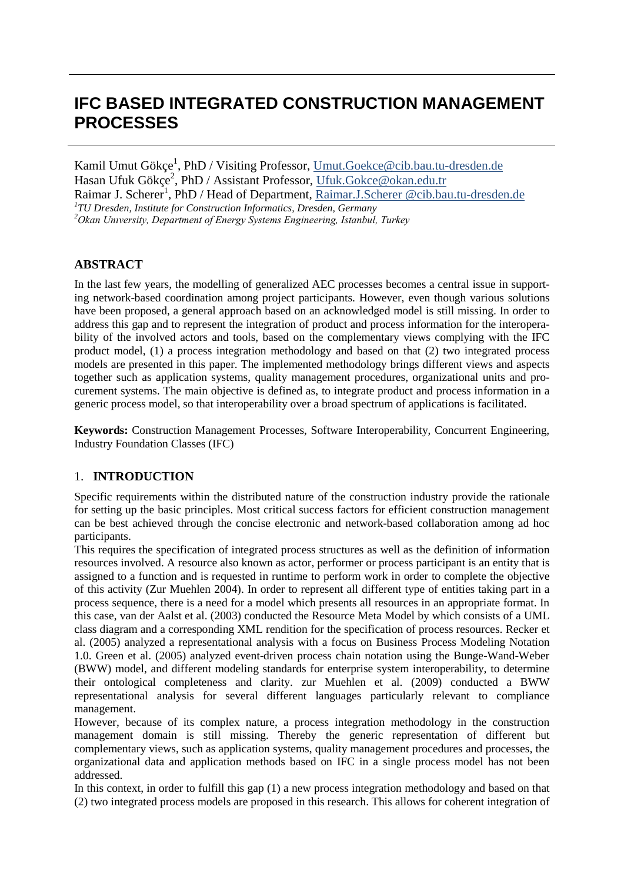# IFC BASED INTEGRATED CONSTRUCTION MANAGEMENT PROCESSES

Kamil Umut Gökçe[1], PhD / Visiting Professor, Umut.Goekce@cib.bau.tu-dresden.de
Hasan Ufuk Gökçe[2], PhD / Assistant Professor, Ufuk.Gokce@okan.edu.tr
Raimar J. Scherer[1], PhD / Head of Department, Raimar.J.Scherer @cib.bau.tu-dresden.de
[1]*TU Dresden, Institute for Construction Informatics, Dresden, Germany*
[2]*Okan University, Department of Energy Systems Engineering, Istanbul, Turkey*

## ABSTRACT

In the last few years, the modelling of generalized AEC processes becomes a central issue in supporting network-based coordination among project participants. However, even though various solutions have been proposed, a general approach based on an acknowledged model is still missing. In order to address this gap and to represent the integration of product and process information for the interoperability of the involved actors and tools, based on the complementary views complying with the IFC product model, (1) a process integration methodology and based on that (2) two integrated process models are presented in this paper. The implemented methodology brings different views and aspects together such as application systems, quality management procedures, organizational units and procurement systems. The main objective is defined as, to integrate product and process information in a generic process model, so that interoperability over a broad spectrum of applications is facilitated.

**Keywords:** Construction Management Processes, Software Interoperability, Concurrent Engineering, Industry Foundation Classes (IFC)

## 1. INTRODUCTION

Specific requirements within the distributed nature of the construction industry provide the rationale for setting up the basic principles. Most critical success factors for efficient construction management can be best achieved through the concise electronic and network-based collaboration among ad hoc participants.

This requires the specification of integrated process structures as well as the definition of information resources involved. A resource also known as actor, performer or process participant is an entity that is assigned to a function and is requested in runtime to perform work in order to complete the objective of this activity (Zur Muehlen 2004). In order to represent all different type of entities taking part in a process sequence, there is a need for a model which presents all resources in an appropriate format. In this case, van der Aalst et al. (2003) conducted the Resource Meta Model by which consists of a UML class diagram and a corresponding XML rendition for the specification of process resources. Recker et al. (2005) analyzed a representational analysis with a focus on Business Process Modeling Notation 1.0. Green et al. (2005) analyzed event-driven process chain notation using the Bunge-Wand-Weber (BWW) model, and different modeling standards for enterprise system interoperability, to determine their ontological completeness and clarity. zur Muehlen et al. (2009) conducted a BWW representational analysis for several different languages particularly relevant to compliance management.

However, because of its complex nature, a process integration methodology in the construction management domain is still missing. Thereby the generic representation of different but complementary views, such as application systems, quality management procedures and processes, the organizational data and application methods based on IFC in a single process model has not been addressed.

In this context, in order to fulfill this gap (1) a new process integration methodology and based on that (2) two integrated process models are proposed in this research. This allows for coherent integration of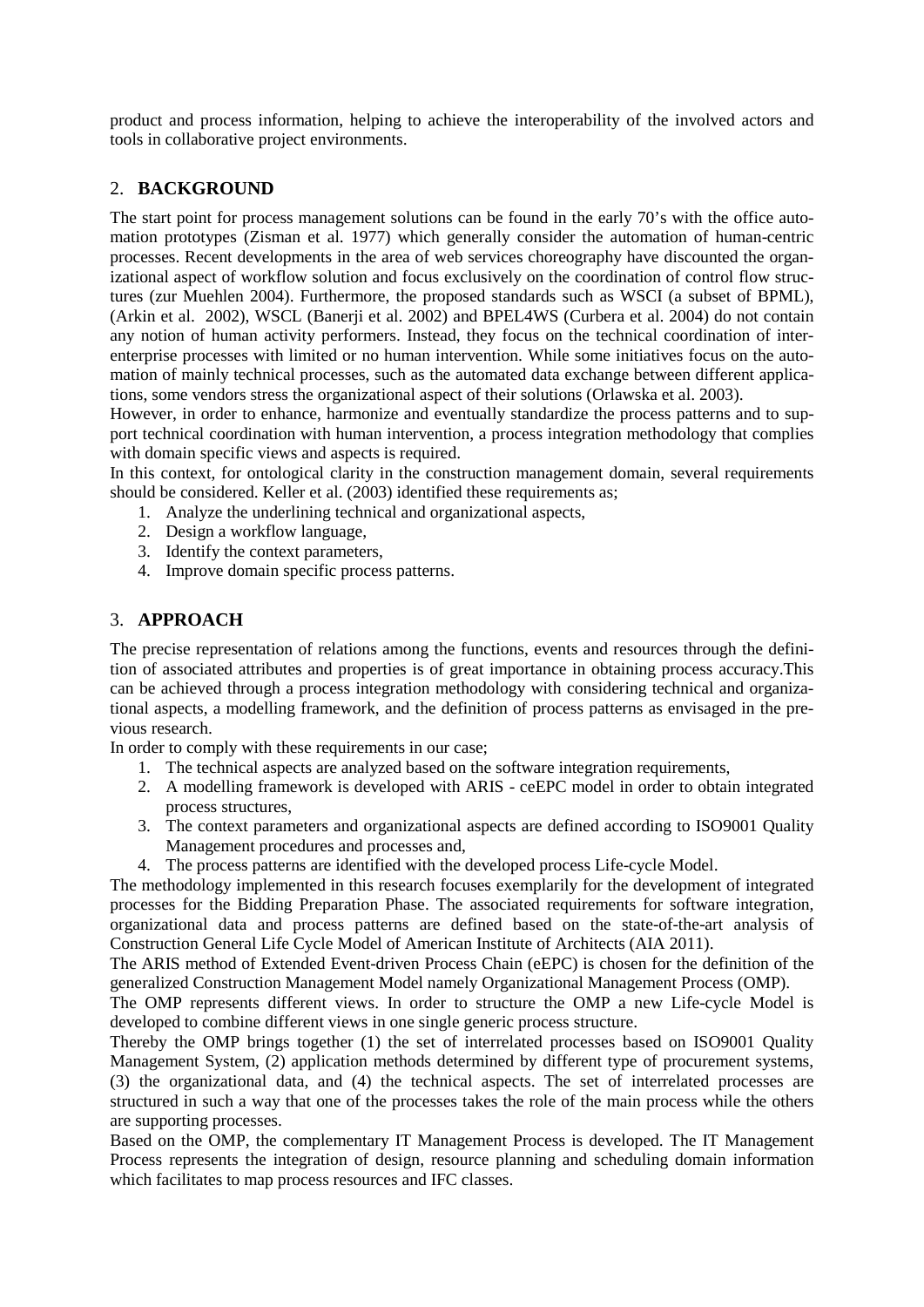product and process information, helping to achieve the interoperability of the involved actors and tools in collaborative project environments.

## 2. BACKGROUND

The start point for process management solutions can be found in the early 70's with the office automation prototypes (Zisman et al. 1977) which generally consider the automation of human-centric processes. Recent developments in the area of web services choreography have discounted the organizational aspect of workflow solution and focus exclusively on the coordination of control flow structures (zur Muehlen 2004). Furthermore, the proposed standards such as WSCI (a subset of BPML), (Arkin et al. 2002), WSCL (Banerji et al. 2002) and BPEL4WS (Curbera et al. 2004) do not contain any notion of human activity performers. Instead, they focus on the technical coordination of inter-enterprise processes with limited or no human intervention. While some initiatives focus on the automation of mainly technical processes, such as the automated data exchange between different applications, some vendors stress the organizational aspect of their solutions (Orlawska et al. 2003).

However, in order to enhance, harmonize and eventually standardize the process patterns and to support technical coordination with human intervention, a process integration methodology that complies with domain specific views and aspects is required.

In this context, for ontological clarity in the construction management domain, several requirements should be considered. Keller et al. (2003) identified these requirements as;

1. Analyze the underlining technical and organizational aspects,
2. Design a workflow language,
3. Identify the context parameters,
4. Improve domain specific process patterns.

## 3. APPROACH

The precise representation of relations among the functions, events and resources through the definition of associated attributes and properties is of great importance in obtaining process accuracy.This can be achieved through a process integration methodology with considering technical and organizational aspects, a modelling framework, and the definition of process patterns as envisaged in the previous research.

In order to comply with these requirements in our case;

1. The technical aspects are analyzed based on the software integration requirements,
2. A modelling framework is developed with ARIS - ceEPC model in order to obtain integrated process structures,
3. The context parameters and organizational aspects are defined according to ISO9001 Quality Management procedures and processes and,
4. The process patterns are identified with the developed process Life-cycle Model.

The methodology implemented in this research focuses exemplarily for the development of integrated processes for the Bidding Preparation Phase. The associated requirements for software integration, organizational data and process patterns are defined based on the state-of-the-art analysis of Construction General Life Cycle Model of American Institute of Architects (AIA 2011).

The ARIS method of Extended Event-driven Process Chain (eEPC) is chosen for the definition of the generalized Construction Management Model namely Organizational Management Process (OMP).

The OMP represents different views. In order to structure the OMP a new Life-cycle Model is developed to combine different views in one single generic process structure.

Thereby the OMP brings together (1) the set of interrelated processes based on ISO9001 Quality Management System, (2) application methods determined by different type of procurement systems, (3) the organizational data, and (4) the technical aspects. The set of interrelated processes are structured in such a way that one of the processes takes the role of the main process while the others are supporting processes.

Based on the OMP, the complementary IT Management Process is developed. The IT Management Process represents the integration of design, resource planning and scheduling domain information which facilitates to map process resources and IFC classes.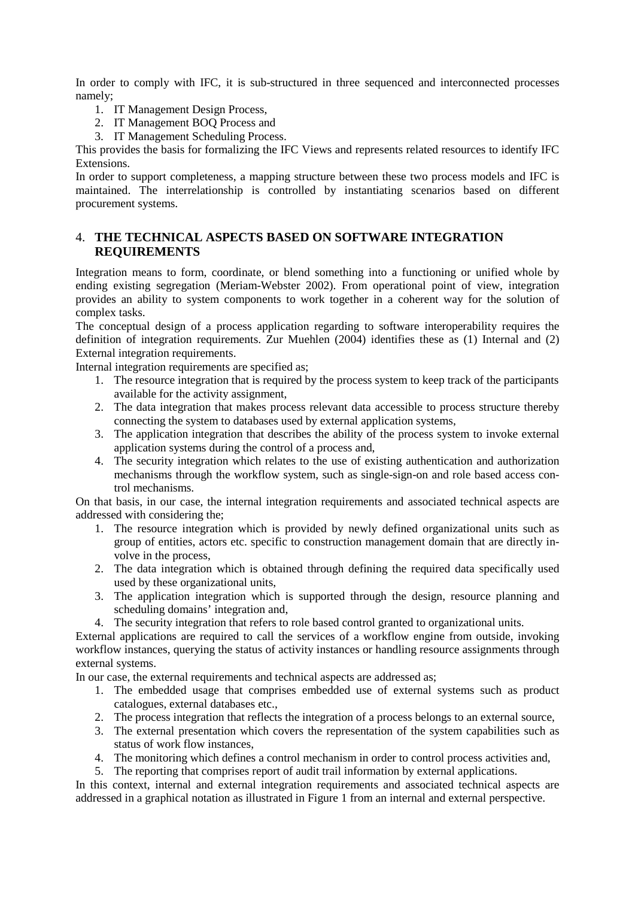In order to comply with IFC, it is sub-structured in three sequenced and interconnected processes namely;

1. IT Management Design Process,
2. IT Management BOQ Process and
3. IT Management Scheduling Process.

This provides the basis for formalizing the IFC Views and represents related resources to identify IFC Extensions.

In order to support completeness, a mapping structure between these two process models and IFC is maintained. The interrelationship is controlled by instantiating scenarios based on different procurement systems.

## 4. THE TECHNICAL ASPECTS BASED ON SOFTWARE INTEGRATION REQUIREMENTS

Integration means to form, coordinate, or blend something into a functioning or unified whole by ending existing segregation (Meriam-Webster 2002). From operational point of view, integration provides an ability to system components to work together in a coherent way for the solution of complex tasks.

The conceptual design of a process application regarding to software interoperability requires the definition of integration requirements. Zur Muehlen (2004) identifies these as (1) Internal and (2) External integration requirements.

Internal integration requirements are specified as;

1. The resource integration that is required by the process system to keep track of the participants available for the activity assignment,
2. The data integration that makes process relevant data accessible to process structure thereby connecting the system to databases used by external application systems,
3. The application integration that describes the ability of the process system to invoke external application systems during the control of a process and,
4. The security integration which relates to the use of existing authentication and authorization mechanisms through the workflow system, such as single-sign-on and role based access control mechanisms.

On that basis, in our case, the internal integration requirements and associated technical aspects are addressed with considering the;

1. The resource integration which is provided by newly defined organizational units such as group of entities, actors etc. specific to construction management domain that are directly involve in the process,
2. The data integration which is obtained through defining the required data specifically used used by these organizational units,
3. The application integration which is supported through the design, resource planning and scheduling domains' integration and,
4. The security integration that refers to role based control granted to organizational units.

External applications are required to call the services of a workflow engine from outside, invoking workflow instances, querying the status of activity instances or handling resource assignments through external systems.

In our case, the external requirements and technical aspects are addressed as;

1. The embedded usage that comprises embedded use of external systems such as product catalogues, external databases etc.,
2. The process integration that reflects the integration of a process belongs to an external source,
3. The external presentation which covers the representation of the system capabilities such as status of work flow instances,
4. The monitoring which defines a control mechanism in order to control process activities and,
5. The reporting that comprises report of audit trail information by external applications.

In this context, internal and external integration requirements and associated technical aspects are addressed in a graphical notation as illustrated in Figure 1 from an internal and external perspective.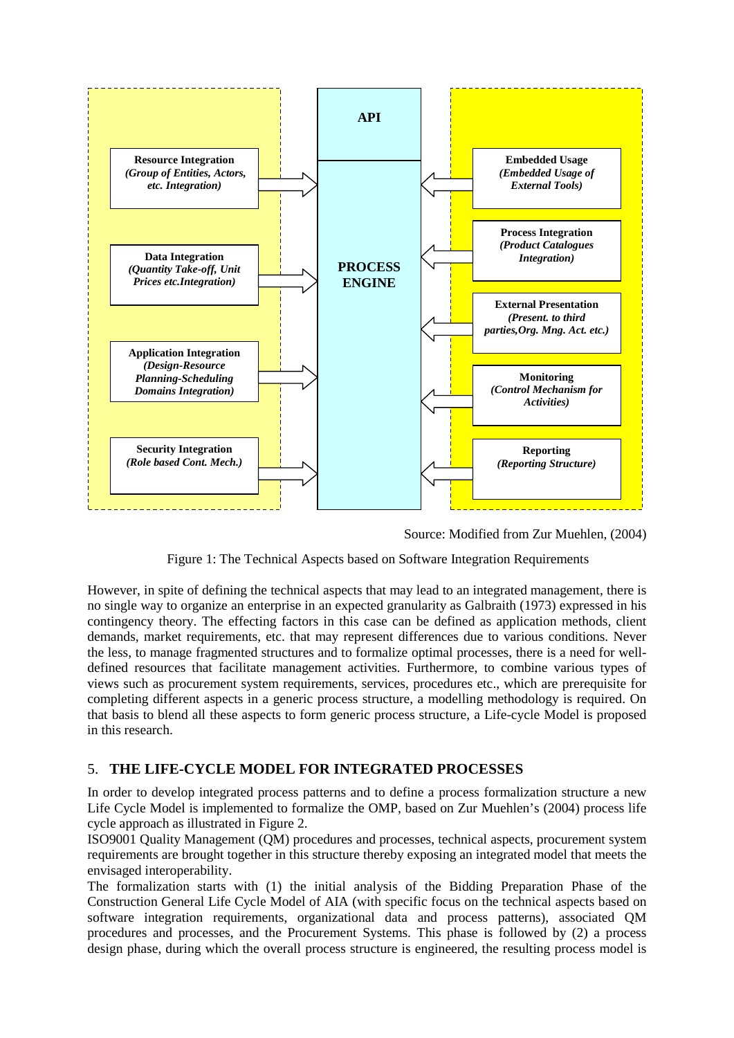API

PROCESS ENGINE

**Resource Integration** *(Group of Entities, Actors, etc. Integration)*

**Data Integration** *(Quantity Take-off, Unit Prices etc.Integration)*

**Application Integration** *(Design-Resource Planning-Scheduling Domains Integration)*

**Security Integration** *(Role based Cont. Mech.)*

**Embedded Usage** *(Embedded Usage of External Tools)*

**Process Integration** *(Product Catalogues Integration)*

**External Presentation** *(Present. to third parties,Org. Mng. Act. etc.)*

**Monitoring** *(Control Mechanism for Activities)*

**Reporting** *(Reporting Structure)*

Source: Modified from Zur Muehlen, (2004)

Figure 1: The Technical Aspects based on Software Integration Requirements

However, in spite of defining the technical aspects that may lead to an integrated management, there is no single way to organize an enterprise in an expected granularity as Galbraith (1973) expressed in his contingency theory. The effecting factors in this case can be defined as application methods, client demands, market requirements, etc. that may represent differences due to various conditions. Never the less, to manage fragmented structures and to formalize optimal processes, there is a need for well-defined resources that facilitate management activities. Furthermore, to combine various types of views such as procurement system requirements, services, procedures etc., which are prerequisite for completing different aspects in a generic process structure, a modelling methodology is required. On that basis to blend all these aspects to form generic process structure, a Life-cycle Model is proposed in this research.

## 5. THE LIFE-CYCLE MODEL FOR INTEGRATED PROCESSES

In order to develop integrated process patterns and to define a process formalization structure a new Life Cycle Model is implemented to formalize the OMP, based on Zur Muehlen's (2004) process life cycle approach as illustrated in Figure 2.

ISO9001 Quality Management (QM) procedures and processes, technical aspects, procurement system requirements are brought together in this structure thereby exposing an integrated model that meets the envisaged interoperability.

The formalization starts with (1) the initial analysis of the Bidding Preparation Phase of the Construction General Life Cycle Model of AIA (with specific focus on the technical aspects based on software integration requirements, organizational data and process patterns), associated QM procedures and processes, and the Procurement Systems. This phase is followed by (2) a process design phase, during which the overall process structure is engineered, the resulting process model is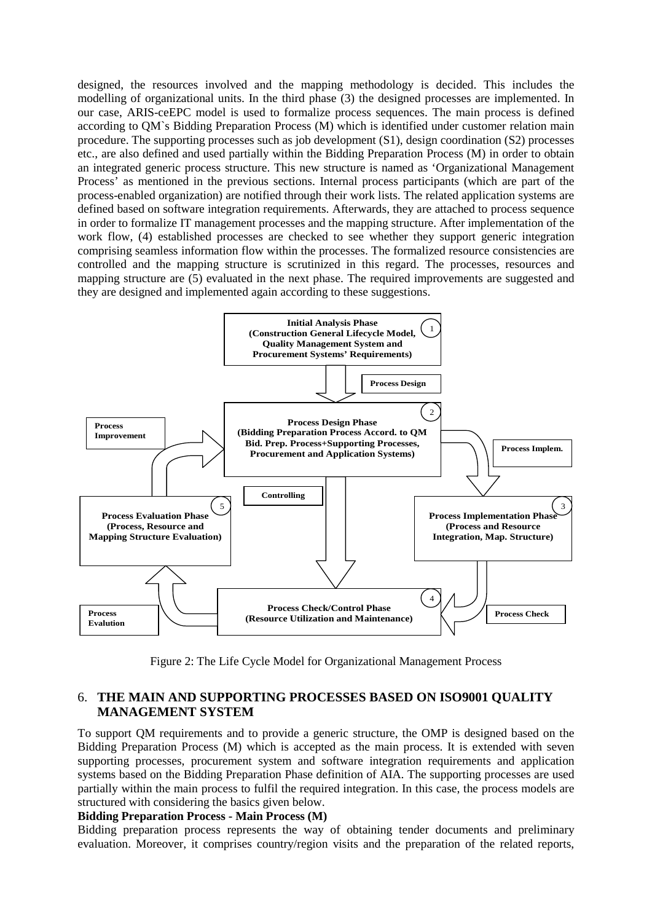designed, the resources involved and the mapping methodology is decided. This includes the modelling of organizational units. In the third phase (3) the designed processes are implemented. In our case, ARIS-ceEPC model is used to formalize process sequences. The main process is defined according to QM`s Bidding Preparation Process (M) which is identified under customer relation main procedure. The supporting processes such as job development (S1), design coordination (S2) processes etc., are also defined and used partially within the Bidding Preparation Process (M) in order to obtain an integrated generic process structure. This new structure is named as 'Organizational Management Process' as mentioned in the previous sections. Internal process participants (which are part of the process-enabled organization) are notified through their work lists. The related application systems are defined based on software integration requirements. Afterwards, they are attached to process sequence in order to formalize IT management processes and the mapping structure. After implementation of the work flow, (4) established processes are checked to see whether they support generic integration comprising seamless information flow within the processes. The formalized resource consistencies are controlled and the mapping structure is scrutinized in this regard. The processes, resources and mapping structure are (5) evaluated in the next phase. The required improvements are suggested and they are designed and implemented again according to these suggestions.

**Initial Analysis Phase (Construction General Lifecycle Model, Quality Management System and Procurement Systems' Requirements)** (1)

**Process Design**

**Process Design Phase (Bidding Preparation Process Accord. to QM Bid. Prep. Process+Supporting Processes, Procurement and Application Systems)** (2)

**Process Improvement**

**Process Implem.**

**Controlling**

**Process Evaluation Phase (Process, Resource and Mapping Structure Evaluation)** (5)

**Process Implementation Phase (Process and Resource Integration, Map. Structure)** (3)

**Process Check/Control Phase (Resource Utilization and Maintenance)** (4)

**Process Evalution**

**Process Check**

Figure 2: The Life Cycle Model for Organizational Management Process

## 6. THE MAIN AND SUPPORTING PROCESSES BASED ON ISO9001 QUALITY MANAGEMENT SYSTEM

To support QM requirements and to provide a generic structure, the OMP is designed based on the Bidding Preparation Process (M) which is accepted as the main process. It is extended with seven supporting processes, procurement system and software integration requirements and application systems based on the Bidding Preparation Phase definition of AIA. The supporting processes are used partially within the main process to fulfil the required integration. In this case, the process models are structured with considering the basics given below.

**Bidding Preparation Process - Main Process (M)**

Bidding preparation process represents the way of obtaining tender documents and preliminary evaluation. Moreover, it comprises country/region visits and the preparation of the related reports,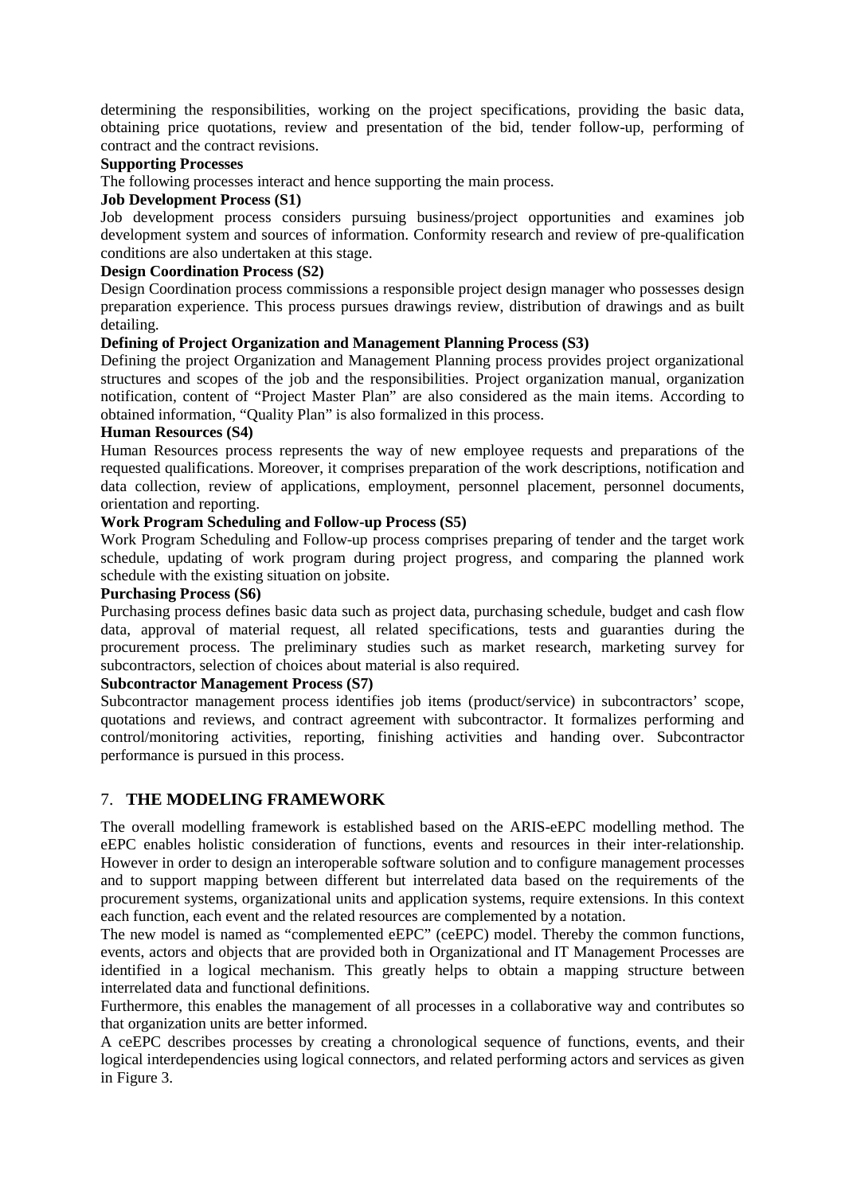determining the responsibilities, working on the project specifications, providing the basic data, obtaining price quotations, review and presentation of the bid, tender follow-up, performing of contract and the contract revisions.

**Supporting Processes**

The following processes interact and hence supporting the main process.

**Job Development Process (S1)**

Job development process considers pursuing business/project opportunities and examines job development system and sources of information. Conformity research and review of pre-qualification conditions are also undertaken at this stage.

**Design Coordination Process (S2)**

Design Coordination process commissions a responsible project design manager who possesses design preparation experience. This process pursues drawings review, distribution of drawings and as built detailing.

**Defining of Project Organization and Management Planning Process (S3)**

Defining the project Organization and Management Planning process provides project organizational structures and scopes of the job and the responsibilities. Project organization manual, organization notification, content of "Project Master Plan" are also considered as the main items. According to obtained information, "Quality Plan" is also formalized in this process.

**Human Resources (S4)**

Human Resources process represents the way of new employee requests and preparations of the requested qualifications. Moreover, it comprises preparation of the work descriptions, notification and data collection, review of applications, employment, personnel placement, personnel documents, orientation and reporting.

**Work Program Scheduling and Follow-up Process (S5)**

Work Program Scheduling and Follow-up process comprises preparing of tender and the target work schedule, updating of work program during project progress, and comparing the planned work schedule with the existing situation on jobsite.

**Purchasing Process (S6)**

Purchasing process defines basic data such as project data, purchasing schedule, budget and cash flow data, approval of material request, all related specifications, tests and guaranties during the procurement process. The preliminary studies such as market research, marketing survey for subcontractors, selection of choices about material is also required.

**Subcontractor Management Process (S7)**

Subcontractor management process identifies job items (product/service) in subcontractors' scope, quotations and reviews, and contract agreement with subcontractor. It formalizes performing and control/monitoring activities, reporting, finishing activities and handing over. Subcontractor performance is pursued in this process.

## 7. THE MODELING FRAMEWORK

The overall modelling framework is established based on the ARIS-eEPC modelling method. The eEPC enables holistic consideration of functions, events and resources in their inter-relationship. However in order to design an interoperable software solution and to configure management processes and to support mapping between different but interrelated data based on the requirements of the procurement systems, organizational units and application systems, require extensions. In this context each function, each event and the related resources are complemented by a notation.

The new model is named as "complemented eEPC" (ceEPC) model. Thereby the common functions, events, actors and objects that are provided both in Organizational and IT Management Processes are identified in a logical mechanism. This greatly helps to obtain a mapping structure between interrelated data and functional definitions.

Furthermore, this enables the management of all processes in a collaborative way and contributes so that organization units are better informed.

A ceEPC describes processes by creating a chronological sequence of functions, events, and their logical interdependencies using logical connectors, and related performing actors and services as given in Figure 3.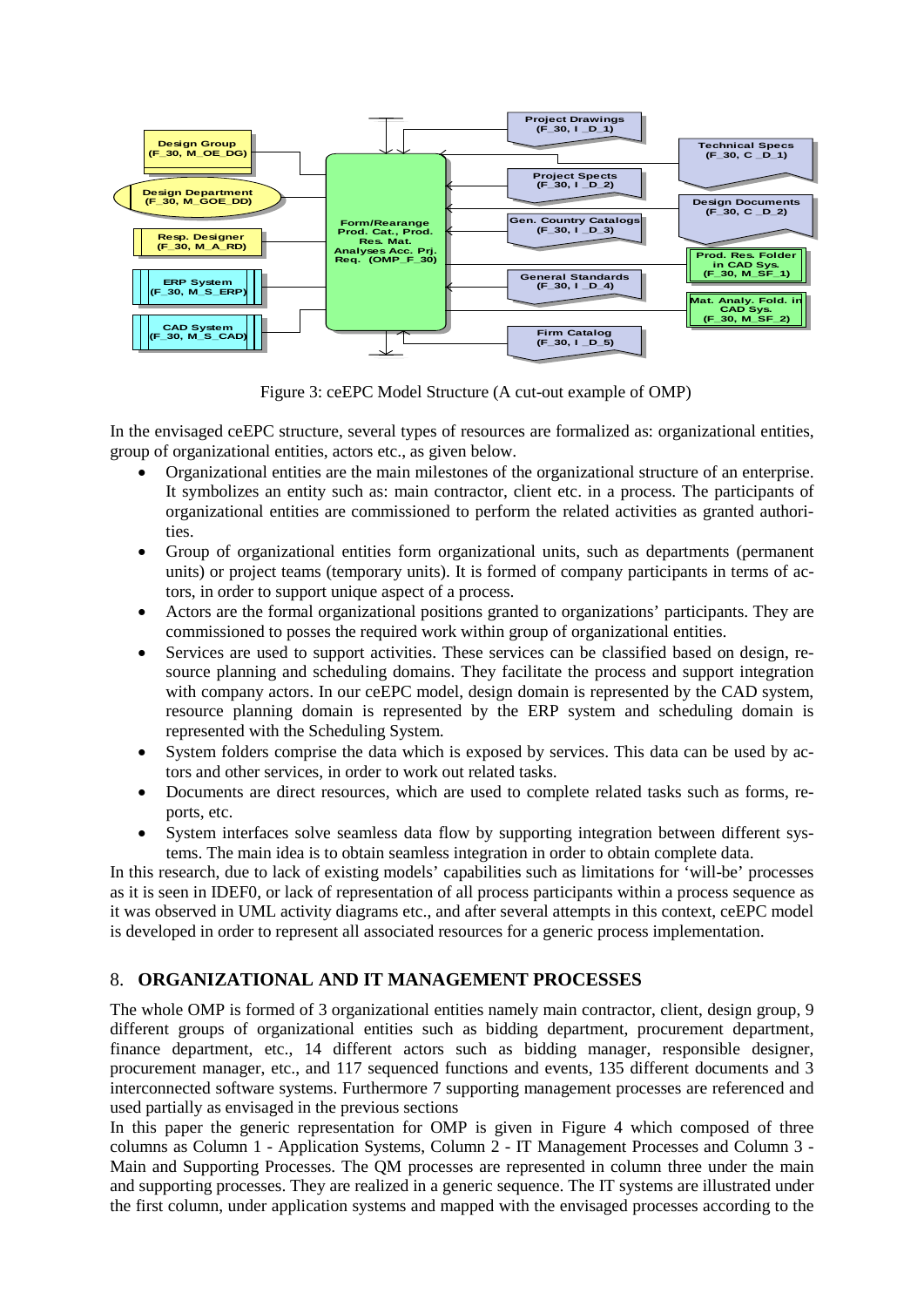Figure 3: ceEPC Model Structure (A cut-out example of OMP)

In the envisaged ceEPC structure, several types of resources are formalized as: organizational entities, group of organizational entities, actors etc., as given below.

- Organizational entities are the main milestones of the organizational structure of an enterprise. It symbolizes an entity such as: main contractor, client etc. in a process. The participants of organizational entities are commissioned to perform the related activities as granted authorities.
- Group of organizational entities form organizational units, such as departments (permanent units) or project teams (temporary units). It is formed of company participants in terms of actors, in order to support unique aspect of a process.
- Actors are the formal organizational positions granted to organizations' participants. They are commissioned to posses the required work within group of organizational entities.
- Services are used to support activities. These services can be classified based on design, resource planning and scheduling domains. They facilitate the process and support integration with company actors. In our ceEPC model, design domain is represented by the CAD system, resource planning domain is represented by the ERP system and scheduling domain is represented with the Scheduling System.
- System folders comprise the data which is exposed by services. This data can be used by actors and other services, in order to work out related tasks.
- Documents are direct resources, which are used to complete related tasks such as forms, reports, etc.
- System interfaces solve seamless data flow by supporting integration between different systems. The main idea is to obtain seamless integration in order to obtain complete data.

In this research, due to lack of existing models' capabilities such as limitations for 'will-be' processes as it is seen in IDEF0, or lack of representation of all process participants within a process sequence as it was observed in UML activity diagrams etc., and after several attempts in this context, ceEPC model is developed in order to represent all associated resources for a generic process implementation.

## 8. ORGANIZATIONAL AND IT MANAGEMENT PROCESSES

The whole OMP is formed of 3 organizational entities namely main contractor, client, design group, 9 different groups of organizational entities such as bidding department, procurement department, finance department, etc., 14 different actors such as bidding manager, responsible designer, procurement manager, etc., and 117 sequenced functions and events, 135 different documents and 3 interconnected software systems. Furthermore 7 supporting management processes are referenced and used partially as envisaged in the previous sections

In this paper the generic representation for OMP is given in Figure 4 which composed of three columns as Column 1 - Application Systems, Column 2 - IT Management Processes and Column 3 - Main and Supporting Processes. The QM processes are represented in column three under the main and supporting processes. They are realized in a generic sequence. The IT systems are illustrated under the first column, under application systems and mapped with the envisaged processes according to the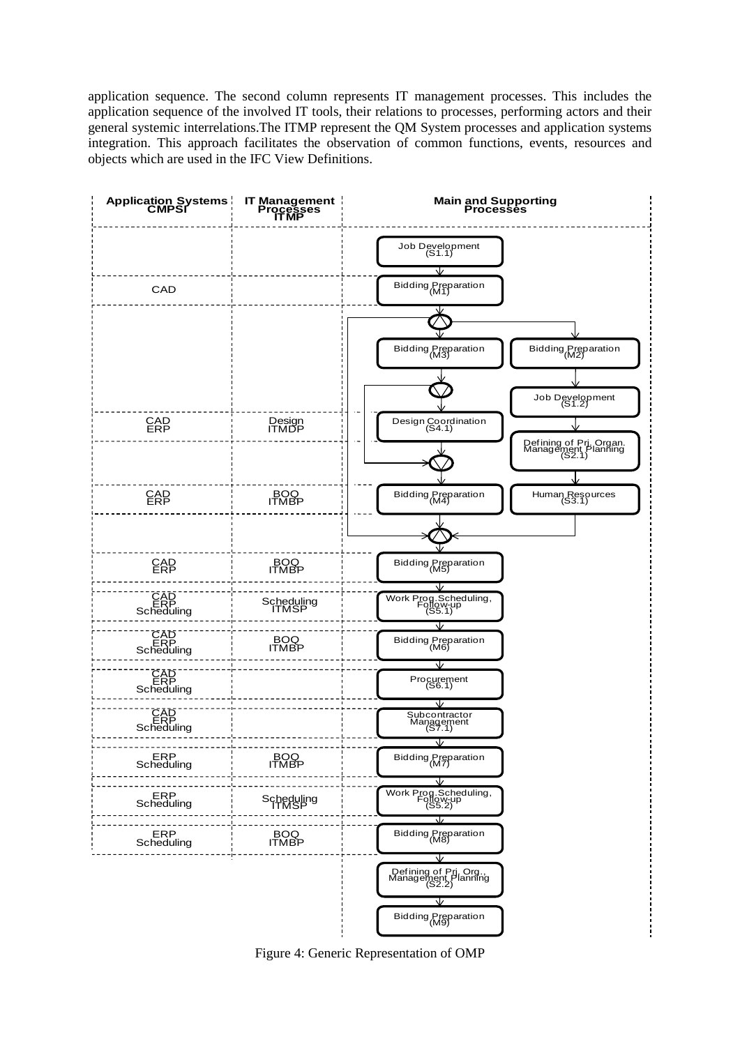application sequence. The second column represents IT management processes. This includes the application sequence of the involved IT tools, their relations to processes, performing actors and their general systemic interrelations.The ITMP represent the QM System processes and application systems integration. This approach facilitates the observation of common functions, events, resources and objects which are used in the IFC View Definitions.

| Application Systems CMPSI | IT Management Processes ITMP | Main and Supporting Processes | |
|---|---|---|---|
| | | Job Development (S1.1) | |
| CAD | | Bidding Preparation (M1) | |
| | | Bidding Preparation (M3) | Bidding Preparation (M2) |
| | | | Job Development (S1.2) |
| CAD ERP | Design ITMDP | Design Coordination (S4.1) | |
| | | | Defining of Prj. Organ. Management Planning (S2.1) |
| CAD ERP | BOQ ITMBP | Bidding Preparation (M4) | Human Resources (S3.1) |
| CAD ERP | BOQ ITMBP | Bidding Preparation (M5) | |
| CAD ERP Scheduling | Scheduling ITMSP | Work Prog.Scheduling, Follow-up (S5.1) | |
| CAD ERP Scheduling | BOQ ITMBP | Bidding Preparation (M6) | |
| CAD ERP Scheduling | | Procurement (S6.1) | |
| CAD ERP Scheduling | | Subcontractor Management (S7.1) | |
| ERP Scheduling | BOQ ITMBP | Bidding Preparation (M7) | |
| ERP Scheduling | Scheduling ITMSP | Work Prog.Scheduling, Follow-up (S5.2) | |
| ERP Scheduling | BOQ ITMBP | Bidding Preparation (M8) | |
| | | Defining of Prj. Org., Management Planning (S2.2) | |
| | | Bidding Preparation (M9) | |

Figure 4: Generic Representation of OMP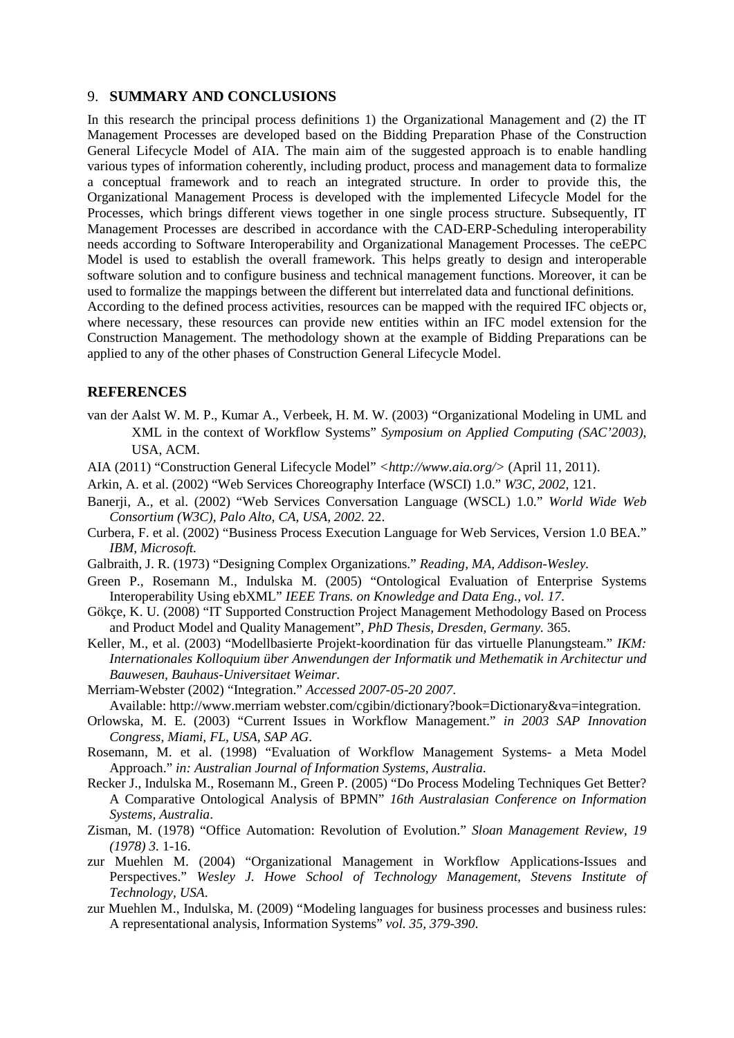## 9. SUMMARY AND CONCLUSIONS

In this research the principal process definitions 1) the Organizational Management and (2) the IT Management Processes are developed based on the Bidding Preparation Phase of the Construction General Lifecycle Model of AIA. The main aim of the suggested approach is to enable handling various types of information coherently, including product, process and management data to formalize a conceptual framework and to reach an integrated structure. In order to provide this, the Organizational Management Process is developed with the implemented Lifecycle Model for the Processes, which brings different views together in one single process structure. Subsequently, IT Management Processes are described in accordance with the CAD-ERP-Scheduling interoperability needs according to Software Interoperability and Organizational Management Processes. The ceEPC Model is used to establish the overall framework. This helps greatly to design and interoperable software solution and to configure business and technical management functions. Moreover, it can be used to formalize the mappings between the different but interrelated data and functional definitions.
According to the defined process activities, resources can be mapped with the required IFC objects or, where necessary, these resources can provide new entities within an IFC model extension for the Construction Management. The methodology shown at the example of Bidding Preparations can be applied to any of the other phases of Construction General Lifecycle Model.

## REFERENCES

van der Aalst W. M. P., Kumar A., Verbeek, H. M. W. (2003) "Organizational Modeling in UML and XML in the context of Workflow Systems" *Symposium on Applied Computing (SAC'2003),* USA, ACM.

AIA (2011) "Construction General Lifecycle Model" <*http://www.aia.org/*> (April 11, 2011).

Arkin, A. et al. (2002) "Web Services Choreography Interface (WSCI) 1.0." *W3C, 2002,* 121.

Banerji, A., et al. (2002) "Web Services Conversation Language (WSCL) 1.0." *World Wide Web Consortium (W3C), Palo Alto, CA, USA, 2002.* 22.

Curbera, F. et al. (2002) "Business Process Execution Language for Web Services, Version 1.0 BEA." *IBM, Microsoft.*

Galbraith, J. R. (1973) "Designing Complex Organizations." *Reading, MA, Addison-Wesley.*

Green P., Rosemann M., Indulska M. (2005) "Ontological Evaluation of Enterprise Systems Interoperability Using ebXML" *IEEE Trans. on Knowledge and Data Eng., vol. 17.*

Gökçe, K. U. (2008) "IT Supported Construction Project Management Methodology Based on Process and Product Model and Quality Management", *PhD Thesis, Dresden, Germany.* 365.

Keller, M., et al. (2003) "Modellbasierte Projekt-koordination für das virtuelle Planungsteam." *IKM: Internationales Kolloquium über Anwendungen der Informatik und Methematik in Architectur und Bauwesen, Bauhaus-Universitaet Weimar.*

Merriam-Webster (2002) "Integration." *Accessed 2007-05-20 2007.*
Available: http://www.merriam webster.com/cgibin/dictionary?book=Dictionary&va=integration.

Orlowska, M. E. (2003) "Current Issues in Workflow Management." *in 2003 SAP Innovation Congress, Miami, FL, USA, SAP AG.*

Rosemann, M. et al. (1998) "Evaluation of Workflow Management Systems- a Meta Model Approach." *in: Australian Journal of Information Systems, Australia.*

Recker J., Indulska M., Rosemann M., Green P. (2005) "Do Process Modeling Techniques Get Better? A Comparative Ontological Analysis of BPMN" *16th Australasian Conference on Information Systems, Australia.*

Zisman, M. (1978) "Office Automation: Revolution of Evolution." *Sloan Management Review, 19 (1978) 3.* 1-16.

zur Muehlen M. (2004) "Organizational Management in Workflow Applications-Issues and Perspectives." *Wesley J. Howe School of Technology Management, Stevens Institute of Technology, USA.*

zur Muehlen M., Indulska, M. (2009) "Modeling languages for business processes and business rules: A representational analysis, Information Systems" *vol. 35, 379-390.*